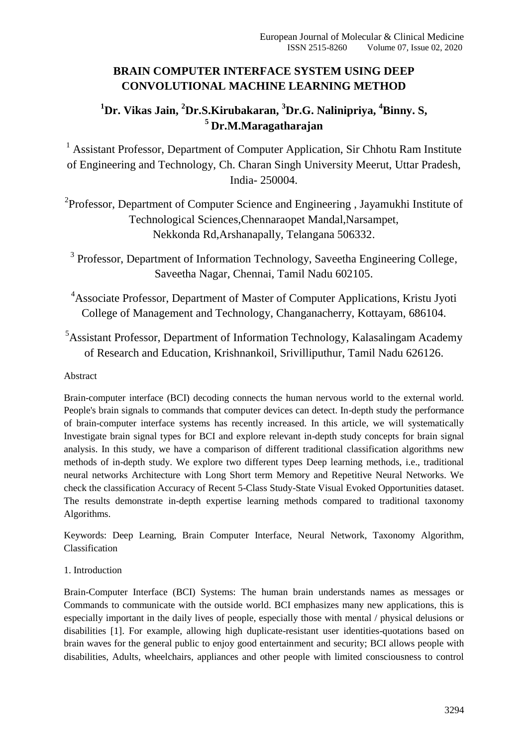# BRAIN COMPUTER INTERFACE SYSTEM USING DEEP CONVOLUTIONAL MACHINE LEARNING METHOD

**[1]Dr. Vikas Jain, [2]Dr.S.Kirubakaran, [3]Dr.G. Nalinipriya, [4]Binny. S, [5]Dr.M.Maragatharajan**

[1] Assistant Professor, Department of Computer Application, Sir Chhotu Ram Institute of Engineering and Technology, Ch. Charan Singh University Meerut, Uttar Pradesh, India- 250004.

[2]Professor, Department of Computer Science and Engineering , Jayamukhi Institute of Technological Sciences,Chennaraopet Mandal,Narsampet, Nekkonda Rd,Arshanapally, Telangana 506332.

[3] Professor, Department of Information Technology, Saveetha Engineering College, Saveetha Nagar, Chennai, Tamil Nadu 602105.

[4]Associate Professor, Department of Master of Computer Applications, Kristu Jyoti College of Management and Technology, Changanacherry, Kottayam, 686104.

[5]Assistant Professor, Department of Information Technology, Kalasalingam Academy of Research and Education, Krishnankoil, Srivilliputhur, Tamil Nadu 626126.

## Abstract

Brain-computer interface (BCI) decoding connects the human nervous world to the external world. People's brain signals to commands that computer devices can detect. In-depth study the performance of brain-computer interface systems has recently increased. In this article, we will systematically Investigate brain signal types for BCI and explore relevant in-depth study concepts for brain signal analysis. In this study, we have a comparison of different traditional classification algorithms new methods of in-depth study. We explore two different types Deep learning methods, i.e., traditional neural networks Architecture with Long Short term Memory and Repetitive Neural Networks. We check the classification Accuracy of Recent 5-Class Study-State Visual Evoked Opportunities dataset. The results demonstrate in-depth expertise learning methods compared to traditional taxonomy Algorithms.

Keywords: Deep Learning, Brain Computer Interface, Neural Network, Taxonomy Algorithm, Classification

## 1. Introduction

Brain-Computer Interface (BCI) Systems: The human brain understands names as messages or Commands to communicate with the outside world. BCI emphasizes many new applications, this is especially important in the daily lives of people, especially those with mental / physical delusions or disabilities [1]. For example, allowing high duplicate-resistant user identities-quotations based on brain waves for the general public to enjoy good entertainment and security; BCI allows people with disabilities, Adults, wheelchairs, appliances and other people with limited consciousness to control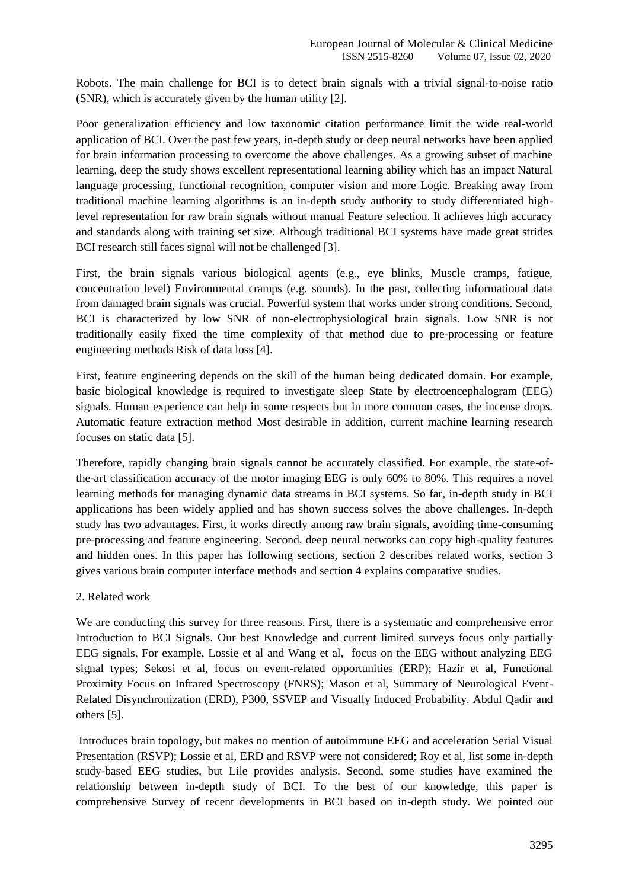Robots. The main challenge for BCI is to detect brain signals with a trivial signal-to-noise ratio (SNR), which is accurately given by the human utility [2].

Poor generalization efficiency and low taxonomic citation performance limit the wide real-world application of BCI. Over the past few years, in-depth study or deep neural networks have been applied for brain information processing to overcome the above challenges. As a growing subset of machine learning, deep the study shows excellent representational learning ability which has an impact Natural language processing, functional recognition, computer vision and more Logic. Breaking away from traditional machine learning algorithms is an in-depth study authority to study differentiated high-level representation for raw brain signals without manual Feature selection. It achieves high accuracy and standards along with training set size. Although traditional BCI systems have made great strides BCI research still faces signal will not be challenged [3].

First, the brain signals various biological agents (e.g., eye blinks, Muscle cramps, fatigue, concentration level) Environmental cramps (e.g. sounds). In the past, collecting informational data from damaged brain signals was crucial. Powerful system that works under strong conditions. Second, BCI is characterized by low SNR of non-electrophysiological brain signals. Low SNR is not traditionally easily fixed the time complexity of that method due to pre-processing or feature engineering methods Risk of data loss [4].

First, feature engineering depends on the skill of the human being dedicated domain. For example, basic biological knowledge is required to investigate sleep State by electroencephalogram (EEG) signals. Human experience can help in some respects but in more common cases, the incense drops. Automatic feature extraction method Most desirable in addition, current machine learning research focuses on static data [5].

Therefore, rapidly changing brain signals cannot be accurately classified. For example, the state-of-the-art classification accuracy of the motor imaging EEG is only 60% to 80%. This requires a novel learning methods for managing dynamic data streams in BCI systems. So far, in-depth study in BCI applications has been widely applied and has shown success solves the above challenges. In-depth study has two advantages. First, it works directly among raw brain signals, avoiding time-consuming pre-processing and feature engineering. Second, deep neural networks can copy high-quality features and hidden ones. In this paper has following sections, section 2 describes related works, section 3 gives various brain computer interface methods and section 4 explains comparative studies.

## 2. Related work

We are conducting this survey for three reasons. First, there is a systematic and comprehensive error Introduction to BCI Signals. Our best Knowledge and current limited surveys focus only partially EEG signals. For example, Lossie et al and Wang et al, focus on the EEG without analyzing EEG signal types; Sekosi et al, focus on event-related opportunities (ERP); Hazir et al, Functional Proximity Focus on Infrared Spectroscopy (FNRS); Mason et al, Summary of Neurological Event-Related Disynchronization (ERD), P300, SSVEP and Visually Induced Probability. Abdul Qadir and others [5].

Introduces brain topology, but makes no mention of autoimmune EEG and acceleration Serial Visual Presentation (RSVP); Lossie et al, ERD and RSVP were not considered; Roy et al, list some in-depth study-based EEG studies, but Lile provides analysis. Second, some studies have examined the relationship between in-depth study of BCI. To the best of our knowledge, this paper is comprehensive Survey of recent developments in BCI based on in-depth study. We pointed out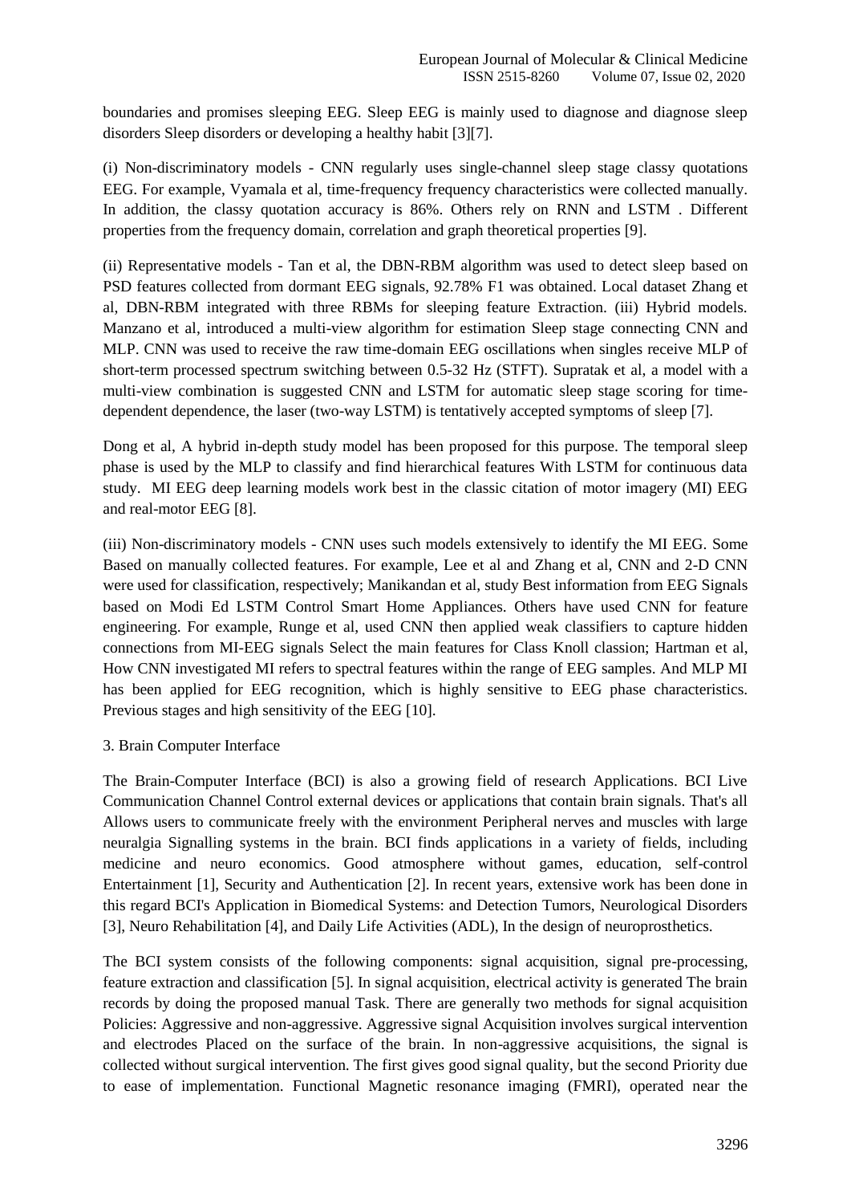boundaries and promises sleeping EEG. Sleep EEG is mainly used to diagnose and diagnose sleep disorders Sleep disorders or developing a healthy habit [3][7].

(i) Non-discriminatory models - CNN regularly uses single-channel sleep stage classy quotations EEG. For example, Vyamala et al, time-frequency frequency characteristics were collected manually. In addition, the classy quotation accuracy is 86%. Others rely on RNN and LSTM . Different properties from the frequency domain, correlation and graph theoretical properties [9].

(ii) Representative models - Tan et al, the DBN-RBM algorithm was used to detect sleep based on PSD features collected from dormant EEG signals, 92.78% F1 was obtained. Local dataset Zhang et al, DBN-RBM integrated with three RBMs for sleeping feature Extraction. (iii) Hybrid models. Manzano et al, introduced a multi-view algorithm for estimation Sleep stage connecting CNN and MLP. CNN was used to receive the raw time-domain EEG oscillations when singles receive MLP of short-term processed spectrum switching between 0.5-32 Hz (STFT). Supratak et al, a model with a multi-view combination is suggested CNN and LSTM for automatic sleep stage scoring for time-dependent dependence, the laser (two-way LSTM) is tentatively accepted symptoms of sleep [7].

Dong et al, A hybrid in-depth study model has been proposed for this purpose. The temporal sleep phase is used by the MLP to classify and find hierarchical features With LSTM for continuous data study. MI EEG deep learning models work best in the classic citation of motor imagery (MI) EEG and real-motor EEG [8].

(iii) Non-discriminatory models - CNN uses such models extensively to identify the MI EEG. Some Based on manually collected features. For example, Lee et al and Zhang et al, CNN and 2-D CNN were used for classification, respectively; Manikandan et al, study Best information from EEG Signals based on Modi Ed LSTM Control Smart Home Appliances. Others have used CNN for feature engineering. For example, Runge et al, used CNN then applied weak classifiers to capture hidden connections from MI-EEG signals Select the main features for Class Knoll classion; Hartman et al, How CNN investigated MI refers to spectral features within the range of EEG samples. And MLP MI has been applied for EEG recognition, which is highly sensitive to EEG phase characteristics. Previous stages and high sensitivity of the EEG [10].

## 3. Brain Computer Interface

The Brain-Computer Interface (BCI) is also a growing field of research Applications. BCI Live Communication Channel Control external devices or applications that contain brain signals. That's all Allows users to communicate freely with the environment Peripheral nerves and muscles with large neuralgia Signalling systems in the brain. BCI finds applications in a variety of fields, including medicine and neuro economics. Good atmosphere without games, education, self-control Entertainment [1], Security and Authentication [2]. In recent years, extensive work has been done in this regard BCI's Application in Biomedical Systems: and Detection Tumors, Neurological Disorders [3], Neuro Rehabilitation [4], and Daily Life Activities (ADL), In the design of neuroprosthetics.

The BCI system consists of the following components: signal acquisition, signal pre-processing, feature extraction and classification [5]. In signal acquisition, electrical activity is generated The brain records by doing the proposed manual Task. There are generally two methods for signal acquisition Policies: Aggressive and non-aggressive. Aggressive signal Acquisition involves surgical intervention and electrodes Placed on the surface of the brain. In non-aggressive acquisitions, the signal is collected without surgical intervention. The first gives good signal quality, but the second Priority due to ease of implementation. Functional Magnetic resonance imaging (FMRI), operated near the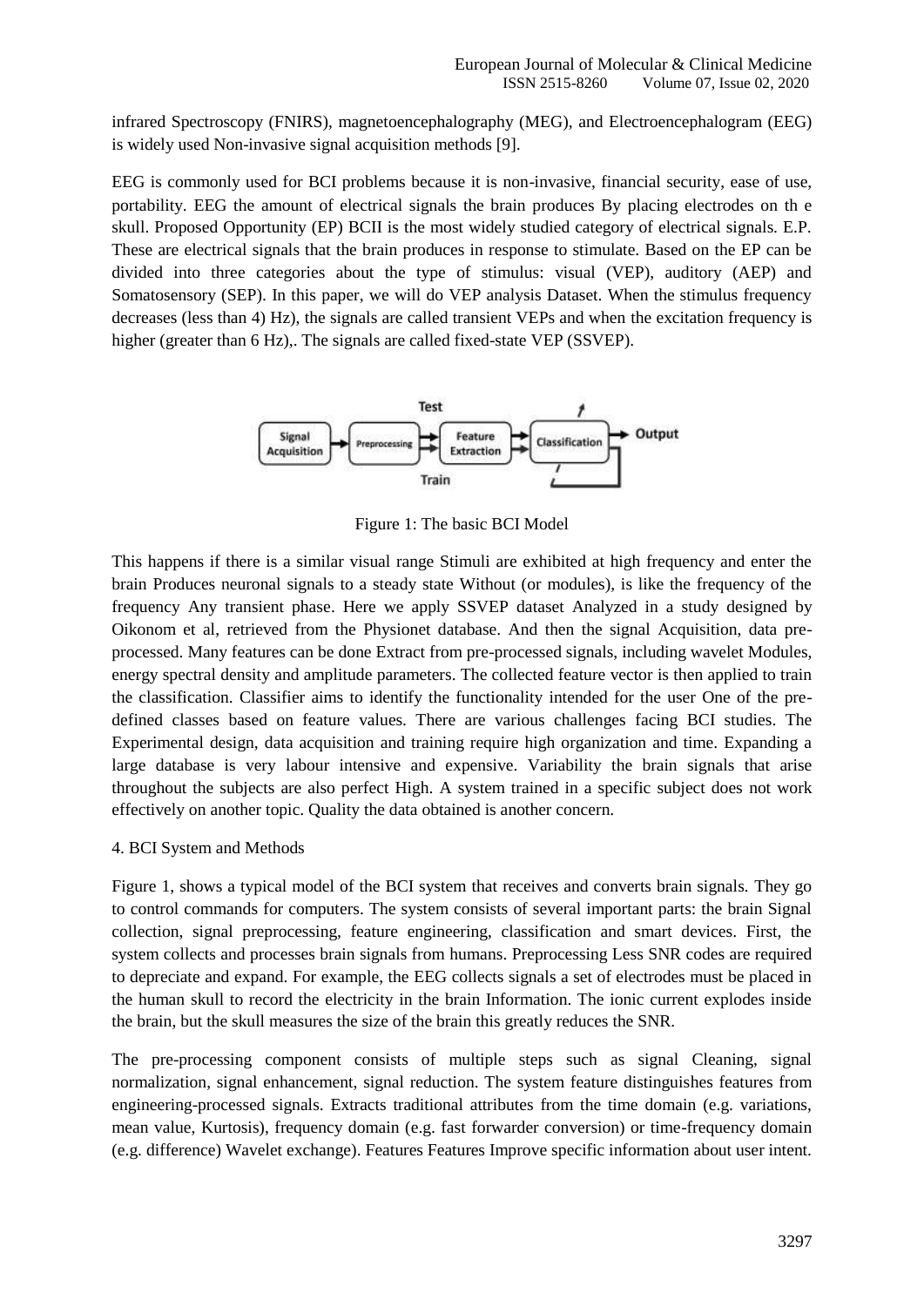infrared Spectroscopy (FNIRS), magnetoencephalography (MEG), and Electroencephalogram (EEG) is widely used Non-invasive signal acquisition methods [9].

EEG is commonly used for BCI problems because it is non-invasive, financial security, ease of use, portability. EEG the amount of electrical signals the brain produces By placing electrodes on th e skull. Proposed Opportunity (EP) BCII is the most widely studied category of electrical signals. E.P. These are electrical signals that the brain produces in response to stimulate. Based on the EP can be divided into three categories about the type of stimulus: visual (VEP), auditory (AEP) and Somatosensory (SEP). In this paper, we will do VEP analysis Dataset. When the stimulus frequency decreases (less than 4) Hz), the signals are called transient VEPs and when the excitation frequency is higher (greater than 6 Hz),. The signals are called fixed-state VEP (SSVEP).

Test

Signal Acquisition → Preprocessing → Feature Extraction → Classification → Output

Train

Figure 1: The basic BCI Model

This happens if there is a similar visual range Stimuli are exhibited at high frequency and enter the brain Produces neuronal signals to a steady state Without (or modules), is like the frequency of the frequency Any transient phase. Here we apply SSVEP dataset Analyzed in a study designed by Oikonom et al, retrieved from the Physionet database. And then the signal Acquisition, data pre-processed. Many features can be done Extract from pre-processed signals, including wavelet Modules, energy spectral density and amplitude parameters. The collected feature vector is then applied to train the classification. Classifier aims to identify the functionality intended for the user One of the pre-defined classes based on feature values. There are various challenges facing BCI studies. The Experimental design, data acquisition and training require high organization and time. Expanding a large database is very labour intensive and expensive. Variability the brain signals that arise throughout the subjects are also perfect High. A system trained in a specific subject does not work effectively on another topic. Quality the data obtained is another concern.

## 4. BCI System and Methods

Figure 1, shows a typical model of the BCI system that receives and converts brain signals. They go to control commands for computers. The system consists of several important parts: the brain Signal collection, signal preprocessing, feature engineering, classification and smart devices. First, the system collects and processes brain signals from humans. Preprocessing Less SNR codes are required to depreciate and expand. For example, the EEG collects signals a set of electrodes must be placed in the human skull to record the electricity in the brain Information. The ionic current explodes inside the brain, but the skull measures the size of the brain this greatly reduces the SNR.

The pre-processing component consists of multiple steps such as signal Cleaning, signal normalization, signal enhancement, signal reduction. The system feature distinguishes features from engineering-processed signals. Extracts traditional attributes from the time domain (e.g. variations, mean value, Kurtosis), frequency domain (e.g. fast forwarder conversion) or time-frequency domain (e.g. difference) Wavelet exchange). Features Features Improve specific information about user intent.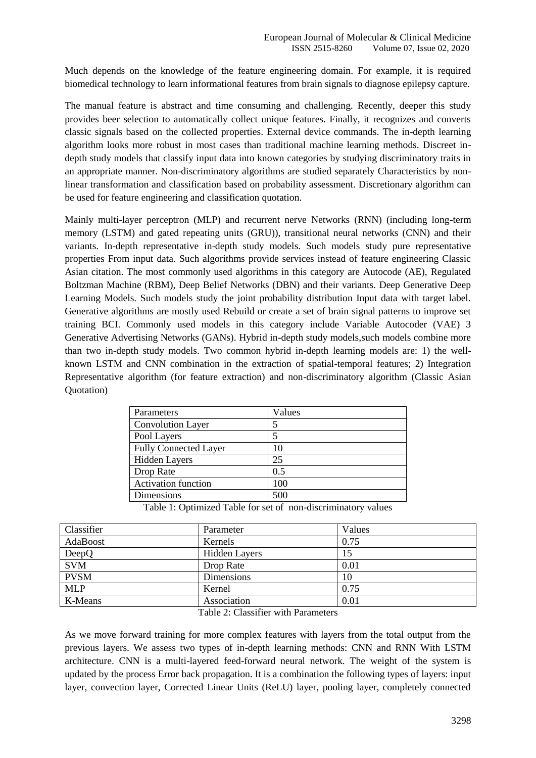Much depends on the knowledge of the feature engineering domain. For example, it is required biomedical technology to learn informational features from brain signals to diagnose epilepsy capture.

The manual feature is abstract and time consuming and challenging. Recently, deeper this study provides beer selection to automatically collect unique features. Finally, it recognizes and converts classic signals based on the collected properties. External device commands. The in-depth learning algorithm looks more robust in most cases than traditional machine learning methods. Discreet in-depth study models that classify input data into known categories by studying discriminatory traits in an appropriate manner. Non-discriminatory algorithms are studied separately Characteristics by non-linear transformation and classification based on probability assessment. Discretionary algorithm can be used for feature engineering and classification quotation.

Mainly multi-layer perceptron (MLP) and recurrent nerve Networks (RNN) (including long-term memory (LSTM) and gated repeating units (GRU)), transitional neural networks (CNN) and their variants. In-depth representative in-depth study models. Such models study pure representative properties From input data. Such algorithms provide services instead of feature engineering Classic Asian citation. The most commonly used algorithms in this category are Autocode (AE), Regulated Boltzman Machine (RBM), Deep Belief Networks (DBN) and their variants. Deep Generative Deep Learning Models. Such models study the joint probability distribution Input data with target label. Generative algorithms are mostly used Rebuild or create a set of brain signal patterns to improve set training BCI. Commonly used models in this category include Variable Autocoder (VAE) 3 Generative Advertising Networks (GANs). Hybrid in-depth study models,such models combine more than two in-depth study models. Two common hybrid in-depth learning models are: 1) the well-known LSTM and CNN combination in the extraction of spatial-temporal features; 2) Integration Representative algorithm (for feature extraction) and non-discriminatory algorithm (Classic Asian Quotation)

| Parameters | Values |
|---|---|
| Convolution Layer | 5 |
| Pool Layers | 5 |
| Fully Connected Layer | 10 |
| Hidden Layers | 25 |
| Drop Rate | 0.5 |
| Activation function | 100 |
| Dimensions | 500 |

Table 1: Optimized Table for set of non-discriminatory values

| Classifier | Parameter | Values |
|---|---|---|
| AdaBoost | Kernels | 0.75 |
| DeepQ | Hidden Layers | 15 |
| SVM | Drop Rate | 0.01 |
| PVSM | Dimensions | 10 |
| MLP | Kernel | 0.75 |
| K-Means | Association | 0.01 |

Table 2: Classifier with Parameters

As we move forward training for more complex features with layers from the total output from the previous layers. We assess two types of in-depth learning methods: CNN and RNN With LSTM architecture. CNN is a multi-layered feed-forward neural network. The weight of the system is updated by the process Error back propagation. It is a combination the following types of layers: input layer, convection layer, Corrected Linear Units (ReLU) layer, pooling layer, completely connected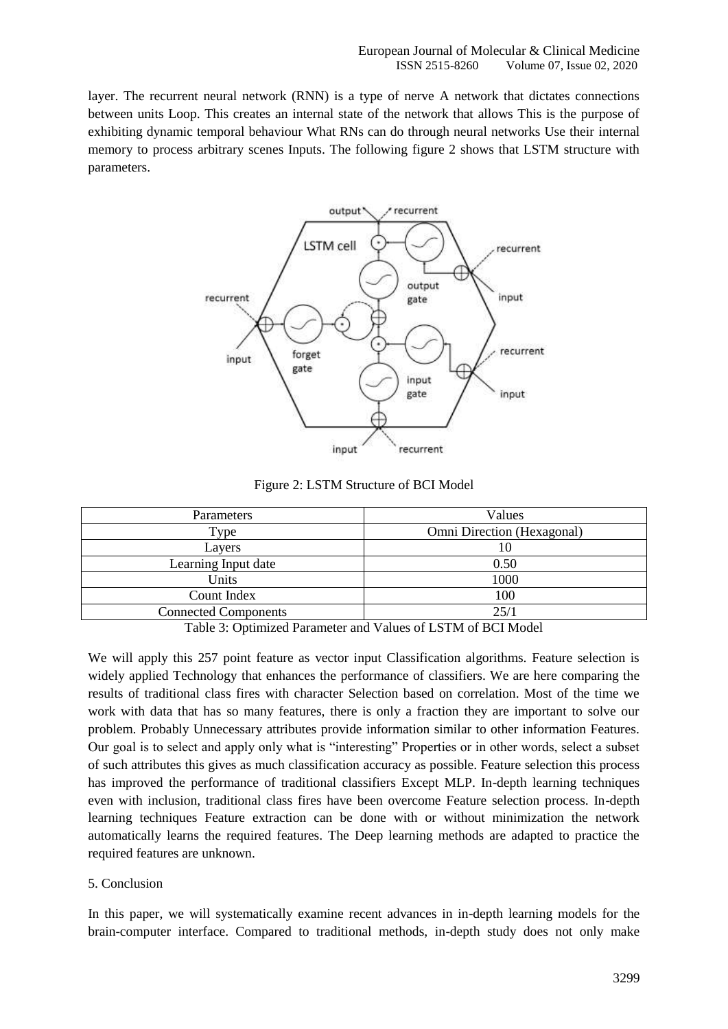layer. The recurrent neural network (RNN) is a type of nerve A network that dictates connections between units Loop. This creates an internal state of the network that allows This is the purpose of exhibiting dynamic temporal behaviour What RNs can do through neural networks Use their internal memory to process arbitrary scenes Inputs. The following figure 2 shows that LSTM structure with parameters.

Figure 2: LSTM Structure of BCI Model

| Parameters | Values |
|---|---|
| Type | Omni Direction (Hexagonal) |
| Layers | 10 |
| Learning Input date | 0.50 |
| Units | 1000 |
| Count Index | 100 |
| Connected Components | 25/1 |

Table 3: Optimized Parameter and Values of LSTM of BCI Model

We will apply this 257 point feature as vector input Classification algorithms. Feature selection is widely applied Technology that enhances the performance of classifiers. We are here comparing the results of traditional class fires with character Selection based on correlation. Most of the time we work with data that has so many features, there is only a fraction they are important to solve our problem. Probably Unnecessary attributes provide information similar to other information Features. Our goal is to select and apply only what is "interesting" Properties or in other words, select a subset of such attributes this gives as much classification accuracy as possible. Feature selection this process has improved the performance of traditional classifiers Except MLP. In-depth learning techniques even with inclusion, traditional class fires have been overcome Feature selection process. In-depth learning techniques Feature extraction can be done with or without minimization the network automatically learns the required features. The Deep learning methods are adapted to practice the required features are unknown.

## 5. Conclusion

In this paper, we will systematically examine recent advances in in-depth learning models for the brain-computer interface. Compared to traditional methods, in-depth study does not only make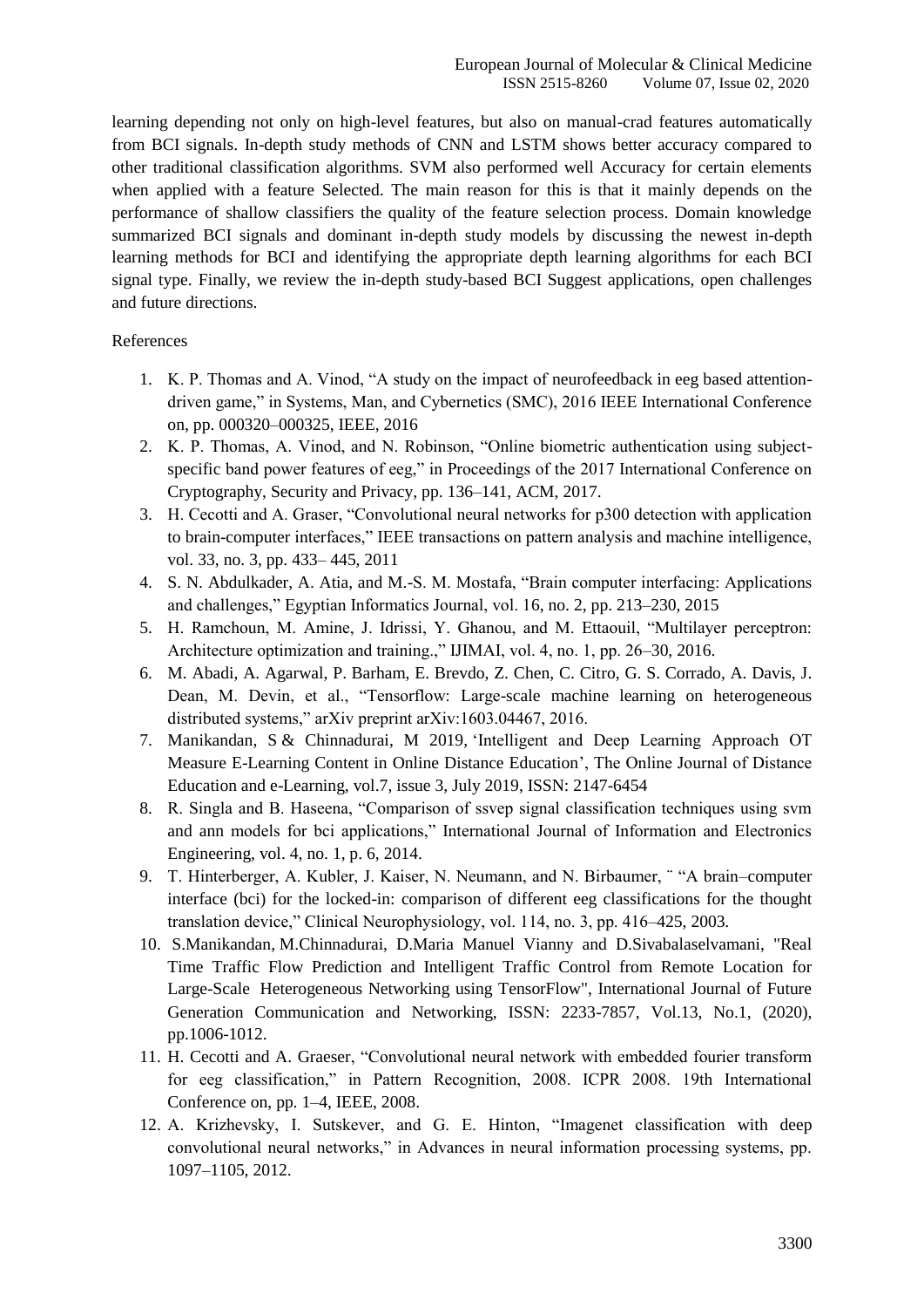learning depending not only on high-level features, but also on manual-crad features automatically from BCI signals. In-depth study methods of CNN and LSTM shows better accuracy compared to other traditional classification algorithms. SVM also performed well Accuracy for certain elements when applied with a feature Selected. The main reason for this is that it mainly depends on the performance of shallow classifiers the quality of the feature selection process. Domain knowledge summarized BCI signals and dominant in-depth study models by discussing the newest in-depth learning methods for BCI and identifying the appropriate depth learning algorithms for each BCI signal type. Finally, we review the in-depth study-based BCI Suggest applications, open challenges and future directions.

References

1. K. P. Thomas and A. Vinod, "A study on the impact of neurofeedback in eeg based attention-driven game," in Systems, Man, and Cybernetics (SMC), 2016 IEEE International Conference on, pp. 000320–000325, IEEE, 2016
2. K. P. Thomas, A. Vinod, and N. Robinson, "Online biometric authentication using subject-specific band power features of eeg," in Proceedings of the 2017 International Conference on Cryptography, Security and Privacy, pp. 136–141, ACM, 2017.
3. H. Cecotti and A. Graser, "Convolutional neural networks for p300 detection with application to brain-computer interfaces," IEEE transactions on pattern analysis and machine intelligence, vol. 33, no. 3, pp. 433– 445, 2011
4. S. N. Abdulkader, A. Atia, and M.-S. M. Mostafa, "Brain computer interfacing: Applications and challenges," Egyptian Informatics Journal, vol. 16, no. 2, pp. 213–230, 2015
5. H. Ramchoun, M. Amine, J. Idrissi, Y. Ghanou, and M. Ettaouil, "Multilayer perceptron: Architecture optimization and training.," IJIMAI, vol. 4, no. 1, pp. 26–30, 2016.
6. M. Abadi, A. Agarwal, P. Barham, E. Brevdo, Z. Chen, C. Citro, G. S. Corrado, A. Davis, J. Dean, M. Devin, et al., "Tensorflow: Large-scale machine learning on heterogeneous distributed systems," arXiv preprint arXiv:1603.04467, 2016.
7. Manikandan, S & Chinnadurai, M 2019, 'Intelligent and Deep Learning Approach OT Measure E-Learning Content in Online Distance Education', The Online Journal of Distance Education and e-Learning, vol.7, issue 3, July 2019, ISSN: 2147-6454
8. R. Singla and B. Haseena, "Comparison of ssvep signal classification techniques using svm and ann models for bci applications," International Journal of Information and Electronics Engineering, vol. 4, no. 1, p. 6, 2014.
9. T. Hinterberger, A. Kubler, J. Kaiser, N. Neumann, and N. Birbaumer, ¨ "A brain–computer interface (bci) for the locked-in: comparison of different eeg classifications for the thought translation device," Clinical Neurophysiology, vol. 114, no. 3, pp. 416–425, 2003.
10. S.Manikandan, M.Chinnadurai, D.Maria Manuel Vianny and D.Sivabalaselvamani, "Real Time Traffic Flow Prediction and Intelligent Traffic Control from Remote Location for Large-Scale Heterogeneous Networking using TensorFlow", International Journal of Future Generation Communication and Networking, ISSN: 2233-7857, Vol.13, No.1, (2020), pp.1006-1012.
11. H. Cecotti and A. Graeser, "Convolutional neural network with embedded fourier transform for eeg classification," in Pattern Recognition, 2008. ICPR 2008. 19th International Conference on, pp. 1–4, IEEE, 2008.
12. A. Krizhevsky, I. Sutskever, and G. E. Hinton, "Imagenet classification with deep convolutional neural networks," in Advances in neural information processing systems, pp. 1097–1105, 2012.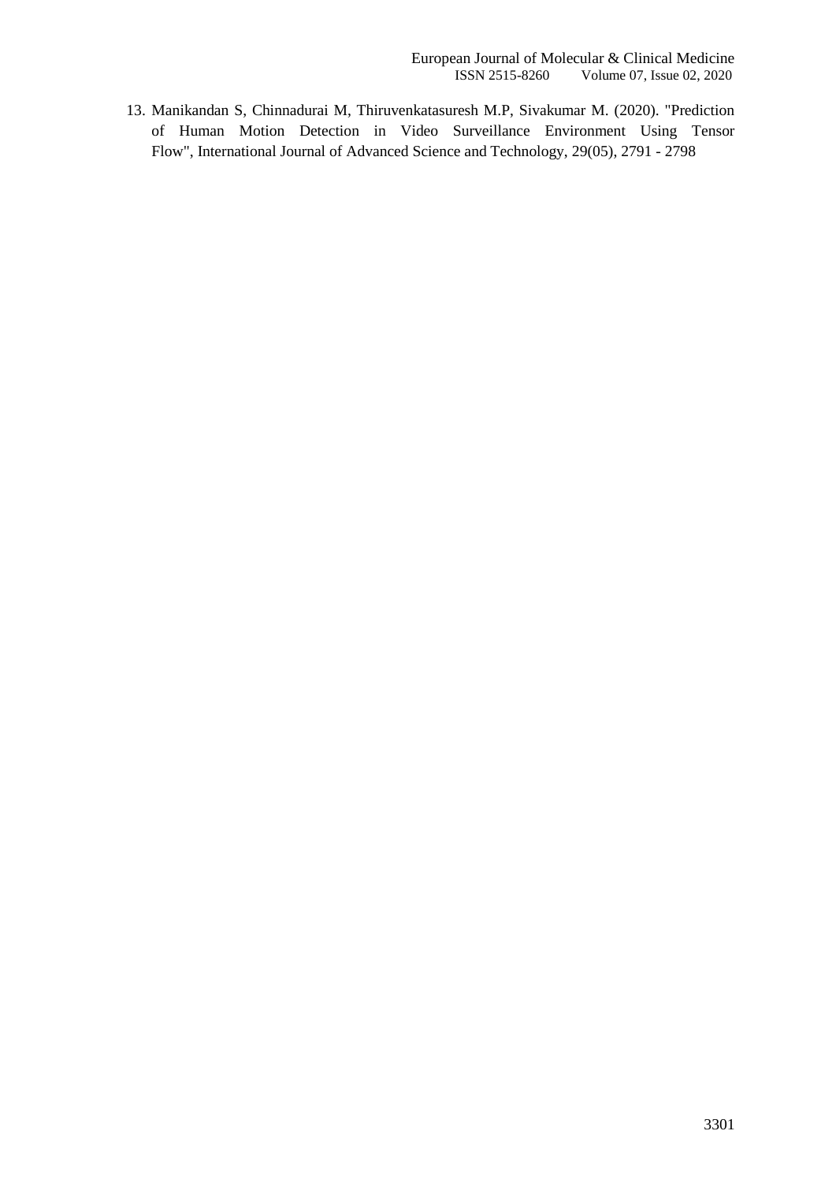13. Manikandan S, Chinnadurai M, Thiruvenkatasuresh M.P, Sivakumar M. (2020). "Prediction of Human Motion Detection in Video Surveillance Environment Using Tensor Flow", International Journal of Advanced Science and Technology, 29(05), 2791 - 2798